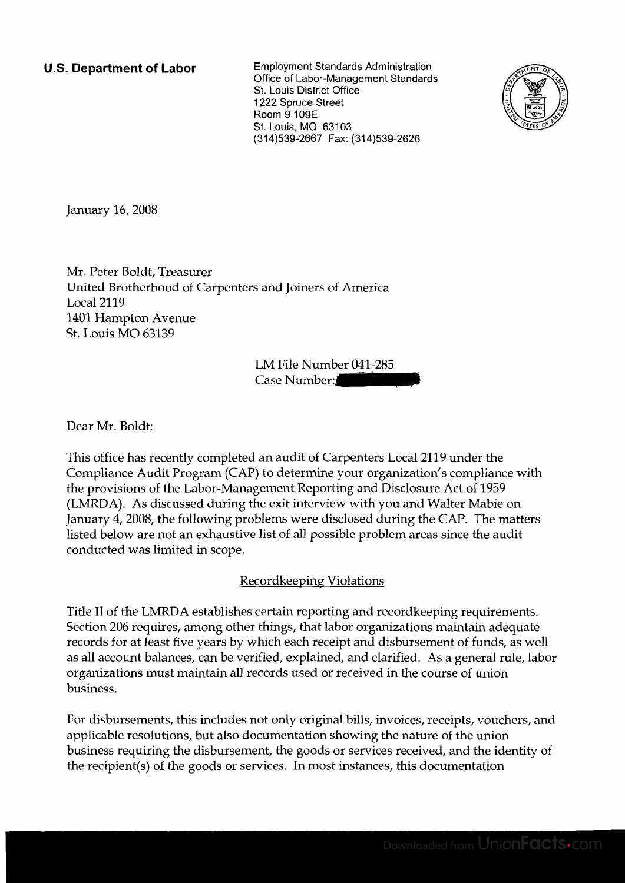**U.S. Department of Labor**

Employment Standards Administration
Office of Labor-Management Standards
St. Louis District Office
1222 Spruce Street
Room 9 109E
St. Louis, MO 63103
(314)539-2667 Fax: (314)539-2626

January 16, 2008

Mr. Peter Boldt, Treasurer
United Brotherhood of Carpenters and Joiners of America
Local 2119
1401 Hampton Avenue
St. Louis MO 63139

LM File Number 041-285
Case Number:

Dear Mr. Boldt:

This office has recently completed an audit of Carpenters Local 2119 under the Compliance Audit Program (CAP) to determine your organization's compliance with the provisions of the Labor-Management Reporting and Disclosure Act of 1959 (LMRDA). As discussed during the exit interview with you and Walter Mabie on January 4, 2008, the following problems were disclosed during the CAP. The matters listed below are not an exhaustive list of all possible problem areas since the audit conducted was limited in scope.

## Recordkeeping Violations

Title II of the LMRDA establishes certain reporting and recordkeeping requirements. Section 206 requires, among other things, that labor organizations maintain adequate records for at least five years by which each receipt and disbursement of funds, as well as all account balances, can be verified, explained, and clarified. As a general rule, labor organizations must maintain all records used or received in the course of union business.

For disbursements, this includes not only original bills, invoices, receipts, vouchers, and applicable resolutions, but also documentation showing the nature of the union business requiring the disbursement, the goods or services received, and the identity of the recipient(s) of the goods or services. In most instances, this documentation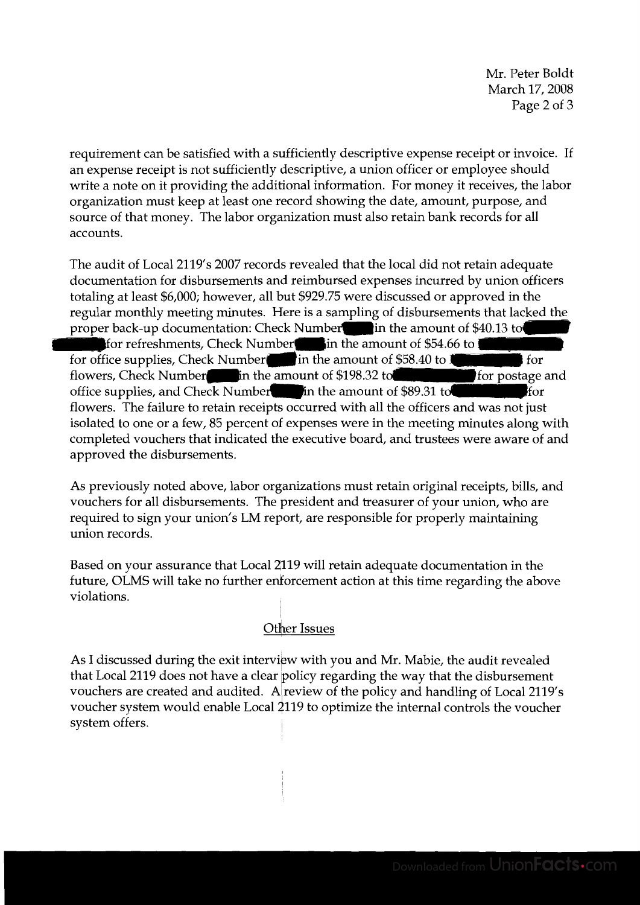requirement can be satisfied with a sufficiently descriptive expense receipt or invoice. If an expense receipt is not sufficiently descriptive, a union officer or employee should write a note on it providing the additional information. For money it receives, the labor organization must keep at least one record showing the date, amount, purpose, and source of that money. The labor organization must also retain bank records for all accounts.

The audit of Local 2119's 2007 records revealed that the local did not retain adequate documentation for disbursements and reimbursed expenses incurred by union officers totaling at least $6,000; however, all but $929.75 were discussed or approved in the regular monthly meeting minutes. Here is a sampling of disbursements that lacked the proper back-up documentation: Check Number ████ in the amount of $40.13 to ████ ████ for refreshments, Check Number ████ in the amount of $54.66 to ████ for office supplies, Check Number ████ in the amount of $58.40 to ████ for flowers, Check Number ████ in the amount of $198.32 to ████ for postage and office supplies, and Check Number ████ in the amount of $89.31 to ████ for flowers. The failure to retain receipts occurred with all the officers and was not just isolated to one or a few, 85 percent of expenses were in the meeting minutes along with completed vouchers that indicated the executive board, and trustees were aware of and approved the disbursements.

As previously noted above, labor organizations must retain original receipts, bills, and vouchers for all disbursements. The president and treasurer of your union, who are required to sign your union's LM report, are responsible for properly maintaining union records.

Based on your assurance that Local 2119 will retain adequate documentation in the future, OLMS will take no further enforcement action at this time regarding the above violations.

## Other Issues

As I discussed during the exit interview with you and Mr. Mabie, the audit revealed that Local 2119 does not have a clear policy regarding the way that the disbursement vouchers are created and audited. A review of the policy and handling of Local 2119's voucher system would enable Local 2119 to optimize the internal controls the voucher system offers.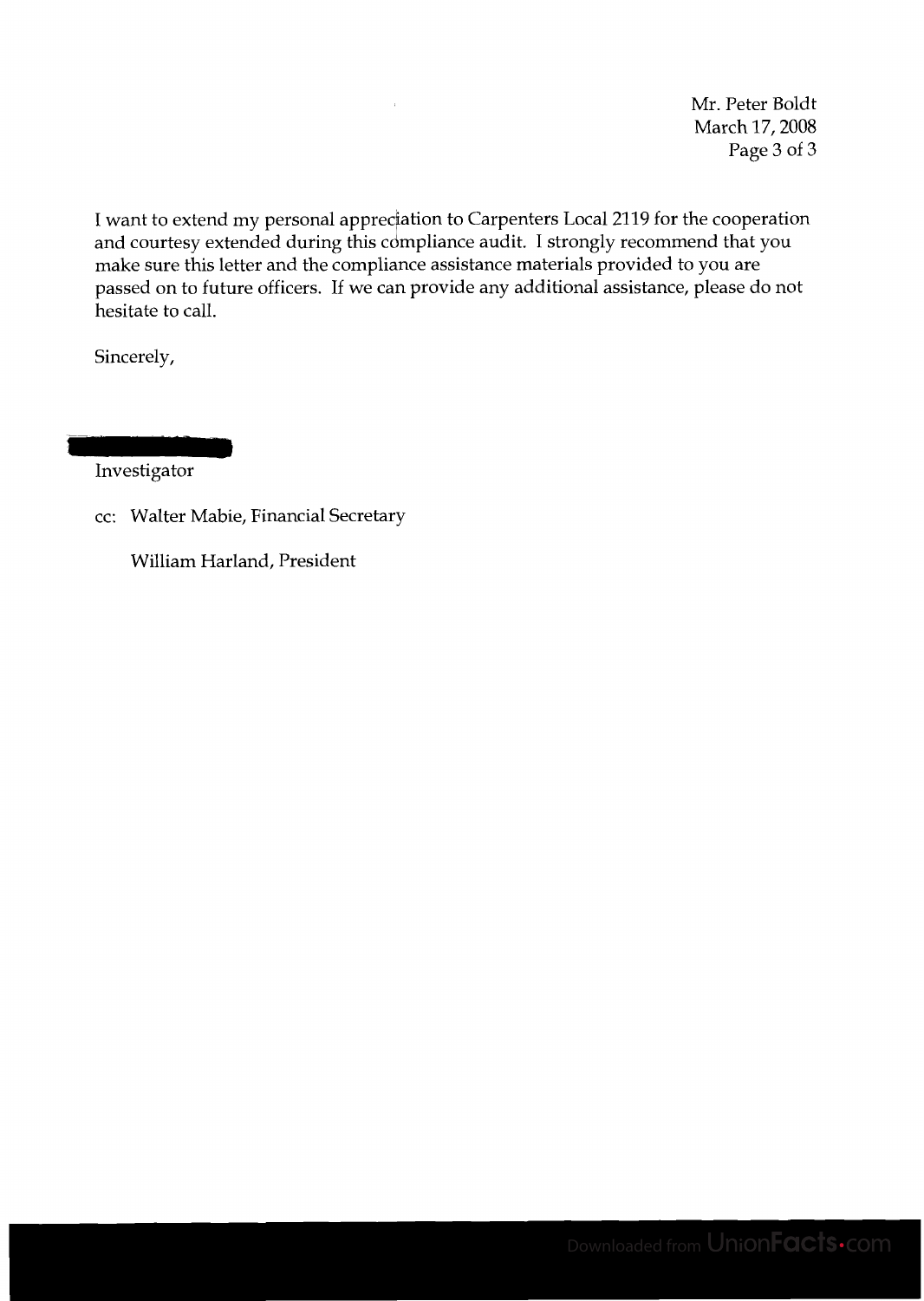I want to extend my personal appreciation to Carpenters Local 2119 for the cooperation and courtesy extended during this compliance audit. I strongly recommend that you make sure this letter and the compliance assistance materials provided to you are passed on to future officers. If we can provide any additional assistance, please do not hesitate to call.

Sincerely,

Investigator

cc: Walter Mabie, Financial Secretary

William Harland, President